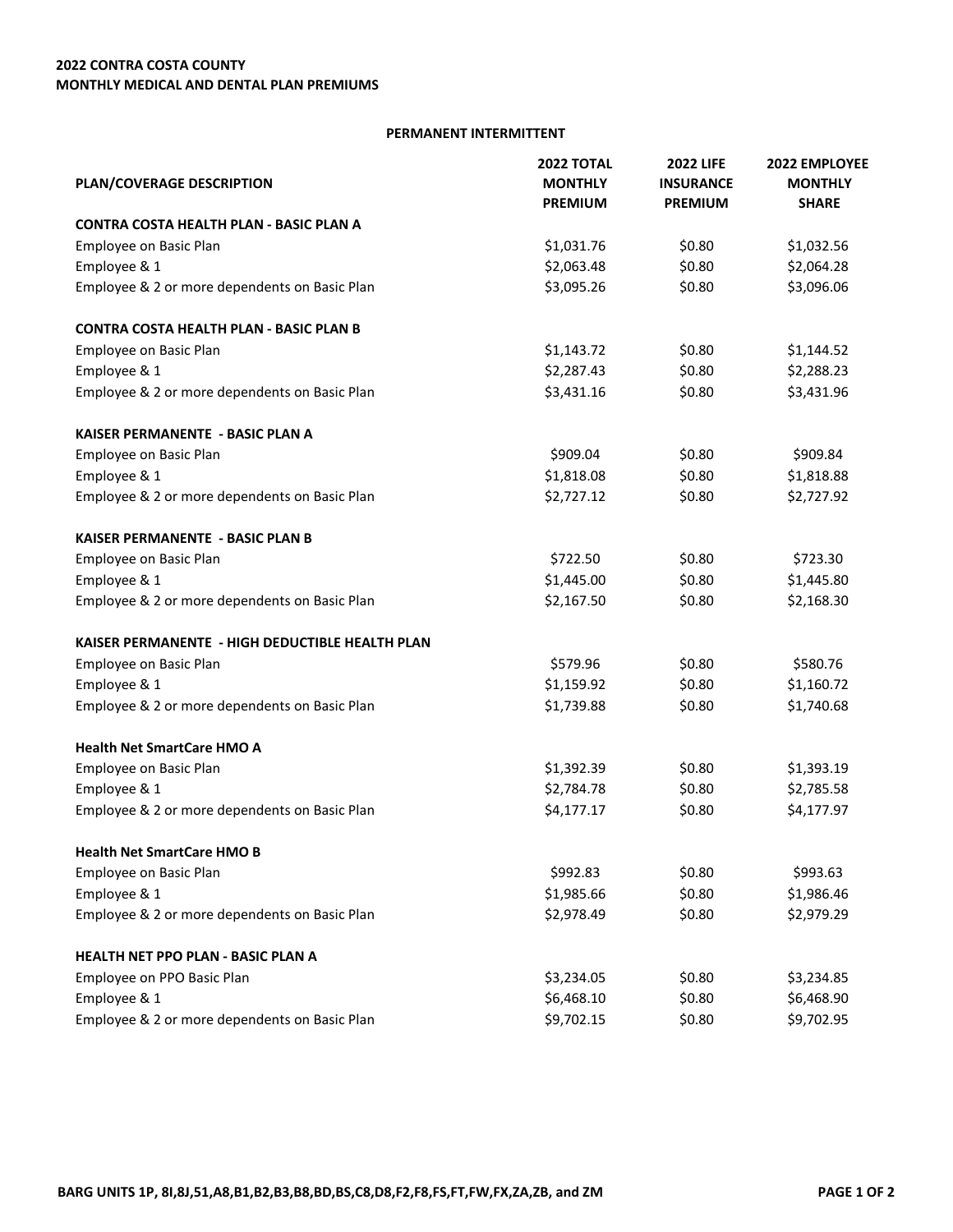**2022 CONTRA COSTA COUNTY**
**MONTHLY MEDICAL AND DENTAL PLAN PREMIUMS**

**PERMANENT INTERMITTENT**

| PLAN/COVERAGE DESCRIPTION | 2022 TOTAL MONTHLY PREMIUM | 2022 LIFE INSURANCE PREMIUM | 2022 EMPLOYEE MONTHLY SHARE |
|---|---|---|---|
| **CONTRA COSTA HEALTH PLAN - BASIC PLAN A** | | | |
| Employee on Basic Plan | $1,031.76 | $0.80 | $1,032.56 |
| Employee & 1 | $2,063.48 | $0.80 | $2,064.28 |
| Employee & 2 or more dependents on Basic Plan | $3,095.26 | $0.80 | $3,096.06 |
| **CONTRA COSTA HEALTH PLAN - BASIC PLAN B** | | | |
| Employee on Basic Plan | $1,143.72 | $0.80 | $1,144.52 |
| Employee & 1 | $2,287.43 | $0.80 | $2,288.23 |
| Employee & 2 or more dependents on Basic Plan | $3,431.16 | $0.80 | $3,431.96 |
| **KAISER PERMANENTE - BASIC PLAN A** | | | |
| Employee on Basic Plan | $909.04 | $0.80 | $909.84 |
| Employee & 1 | $1,818.08 | $0.80 | $1,818.88 |
| Employee & 2 or more dependents on Basic Plan | $2,727.12 | $0.80 | $2,727.92 |
| **KAISER PERMANENTE - BASIC PLAN B** | | | |
| Employee on Basic Plan | $722.50 | $0.80 | $723.30 |
| Employee & 1 | $1,445.00 | $0.80 | $1,445.80 |
| Employee & 2 or more dependents on Basic Plan | $2,167.50 | $0.80 | $2,168.30 |
| **KAISER PERMANENTE - HIGH DEDUCTIBLE HEALTH PLAN** | | | |
| Employee on Basic Plan | $579.96 | $0.80 | $580.76 |
| Employee & 1 | $1,159.92 | $0.80 | $1,160.72 |
| Employee & 2 or more dependents on Basic Plan | $1,739.88 | $0.80 | $1,740.68 |
| **Health Net SmartCare HMO A** | | | |
| Employee on Basic Plan | $1,392.39 | $0.80 | $1,393.19 |
| Employee & 1 | $2,784.78 | $0.80 | $2,785.58 |
| Employee & 2 or more dependents on Basic Plan | $4,177.17 | $0.80 | $4,177.97 |
| **Health Net SmartCare HMO B** | | | |
| Employee on Basic Plan | $992.83 | $0.80 | $993.63 |
| Employee & 1 | $1,985.66 | $0.80 | $1,986.46 |
| Employee & 2 or more dependents on Basic Plan | $2,978.49 | $0.80 | $2,979.29 |
| **HEALTH NET PPO PLAN - BASIC PLAN A** | | | |
| Employee on PPO Basic Plan | $3,234.05 | $0.80 | $3,234.85 |
| Employee & 1 | $6,468.10 | $0.80 | $6,468.90 |
| Employee & 2 or more dependents on Basic Plan | $9,702.15 | $0.80 | $9,702.95 |

**BARG UNITS 1P, 8I,8J,51,A8,B1,B2,B3,B8,BD,BS,C8,D8,F2,F8,FS,FT,FW,FX,ZA,ZB, and ZM**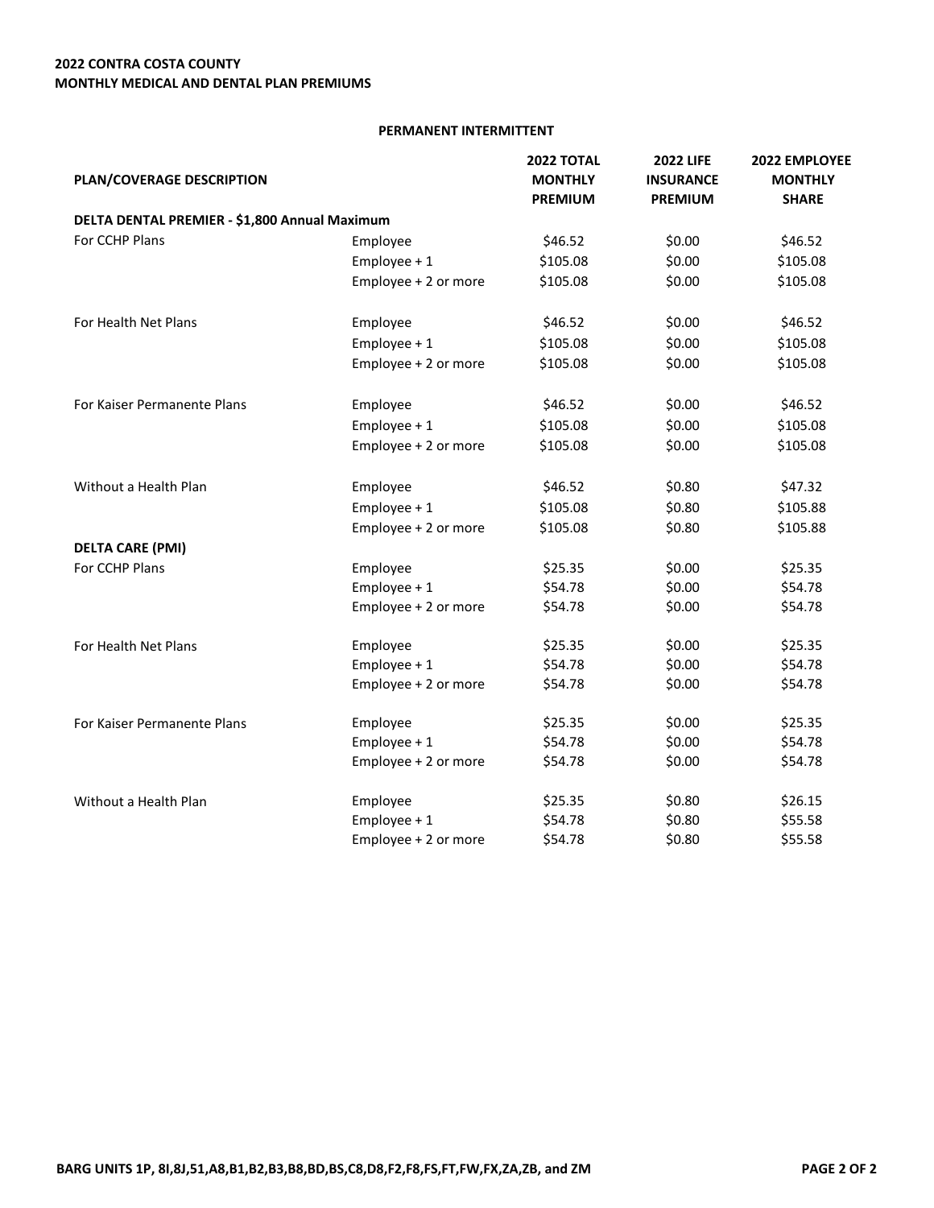**2022 CONTRA COSTA COUNTY**
**MONTHLY MEDICAL AND DENTAL PLAN PREMIUMS**

**PERMANENT INTERMITTENT**

| PLAN/COVERAGE DESCRIPTION | | 2022 TOTAL MONTHLY PREMIUM | 2022 LIFE INSURANCE PREMIUM | 2022 EMPLOYEE MONTHLY SHARE |
|---|---|---|---|---|
| **DELTA DENTAL PREMIER - $1,800 Annual Maximum** | | | | |
| For CCHP Plans | Employee | $46.52 | $0.00 | $46.52 |
| | Employee + 1 | $105.08 | $0.00 | $105.08 |
| | Employee + 2 or more | $105.08 | $0.00 | $105.08 |
| For Health Net Plans | Employee | $46.52 | $0.00 | $46.52 |
| | Employee + 1 | $105.08 | $0.00 | $105.08 |
| | Employee + 2 or more | $105.08 | $0.00 | $105.08 |
| For Kaiser Permanente Plans | Employee | $46.52 | $0.00 | $46.52 |
| | Employee + 1 | $105.08 | $0.00 | $105.08 |
| | Employee + 2 or more | $105.08 | $0.00 | $105.08 |
| Without a Health Plan | Employee | $46.52 | $0.80 | $47.32 |
| | Employee + 1 | $105.08 | $0.80 | $105.88 |
| | Employee + 2 or more | $105.08 | $0.80 | $105.88 |
| **DELTA CARE (PMI)** | | | | |
| For CCHP Plans | Employee | $25.35 | $0.00 | $25.35 |
| | Employee + 1 | $54.78 | $0.00 | $54.78 |
| | Employee + 2 or more | $54.78 | $0.00 | $54.78 |
| For Health Net Plans | Employee | $25.35 | $0.00 | $25.35 |
| | Employee + 1 | $54.78 | $0.00 | $54.78 |
| | Employee + 2 or more | $54.78 | $0.00 | $54.78 |
| For Kaiser Permanente Plans | Employee | $25.35 | $0.00 | $25.35 |
| | Employee + 1 | $54.78 | $0.00 | $54.78 |
| | Employee + 2 or more | $54.78 | $0.00 | $54.78 |
| Without a Health Plan | Employee | $25.35 | $0.80 | $26.15 |
| | Employee + 1 | $54.78 | $0.80 | $55.58 |
| | Employee + 2 or more | $54.78 | $0.80 | $55.58 |

**BARG UNITS 1P, 8I,8J,51,A8,B1,B2,B3,B8,BD,BS,C8,D8,F2,F8,FS,FT,FW,FX,ZA,ZB, and ZM**